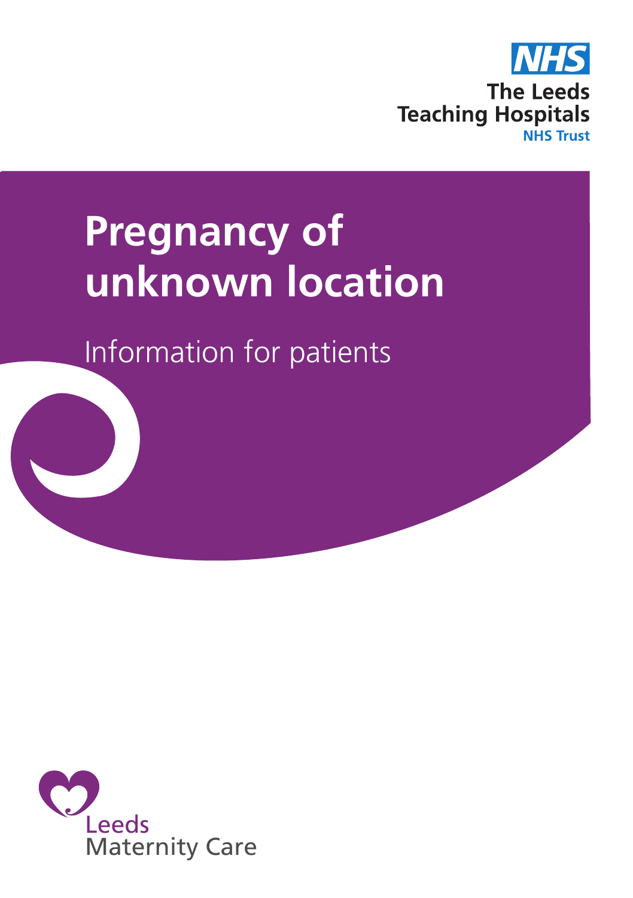NHS

The Leeds Teaching Hospitals NHS Trust

# Pregnancy of unknown location

Information for patients

Leeds Maternity Care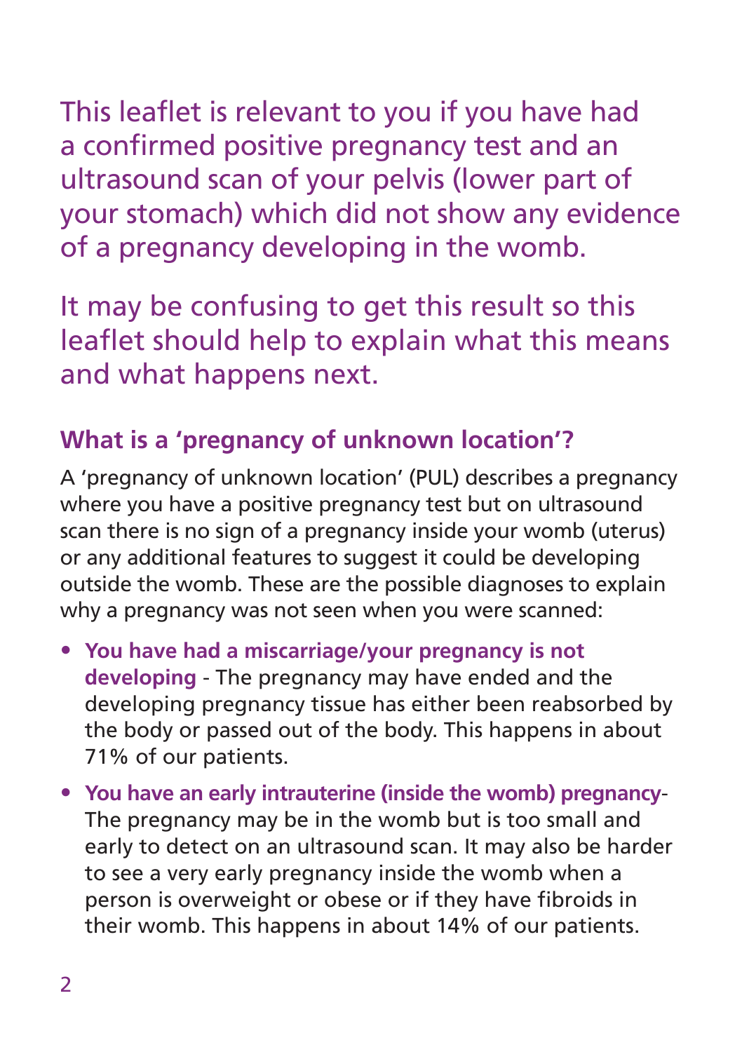This leaflet is relevant to you if you have had a confirmed positive pregnancy test and an ultrasound scan of your pelvis (lower part of your stomach) which did not show any evidence of a pregnancy developing in the womb.

It may be confusing to get this result so this leaflet should help to explain what this means and what happens next.

## What is a 'pregnancy of unknown location'?

A 'pregnancy of unknown location' (PUL) describes a pregnancy where you have a positive pregnancy test but on ultrasound scan there is no sign of a pregnancy inside your womb (uterus) or any additional features to suggest it could be developing outside the womb. These are the possible diagnoses to explain why a pregnancy was not seen when you were scanned:

- **You have had a miscarriage/your pregnancy is not developing** - The pregnancy may have ended and the developing pregnancy tissue has either been reabsorbed by the body or passed out of the body. This happens in about 71% of our patients.
- **You have an early intrauterine (inside the womb) pregnancy**- The pregnancy may be in the womb but is too small and early to detect on an ultrasound scan. It may also be harder to see a very early pregnancy inside the womb when a person is overweight or obese or if they have fibroids in their womb. This happens in about 14% of our patients.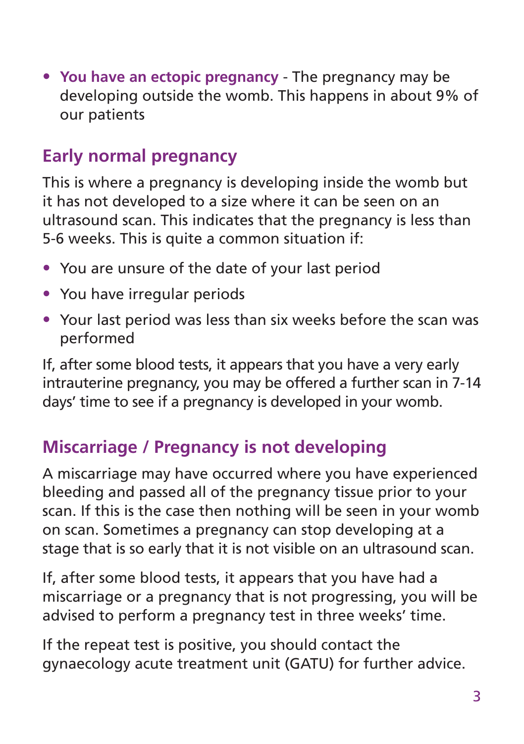- **You have an ectopic pregnancy** - The pregnancy may be developing outside the womb. This happens in about 9% of our patients

## Early normal pregnancy

This is where a pregnancy is developing inside the womb but it has not developed to a size where it can be seen on an ultrasound scan. This indicates that the pregnancy is less than 5-6 weeks. This is quite a common situation if:

- You are unsure of the date of your last period
- You have irregular periods
- Your last period was less than six weeks before the scan was performed

If, after some blood tests, it appears that you have a very early intrauterine pregnancy, you may be offered a further scan in 7-14 days' time to see if a pregnancy is developed in your womb.

## Miscarriage / Pregnancy is not developing

A miscarriage may have occurred where you have experienced bleeding and passed all of the pregnancy tissue prior to your scan. If this is the case then nothing will be seen in your womb on scan. Sometimes a pregnancy can stop developing at a stage that is so early that it is not visible on an ultrasound scan.

If, after some blood tests, it appears that you have had a miscarriage or a pregnancy that is not progressing, you will be advised to perform a pregnancy test in three weeks' time.

If the repeat test is positive, you should contact the gynaecology acute treatment unit (GATU) for further advice.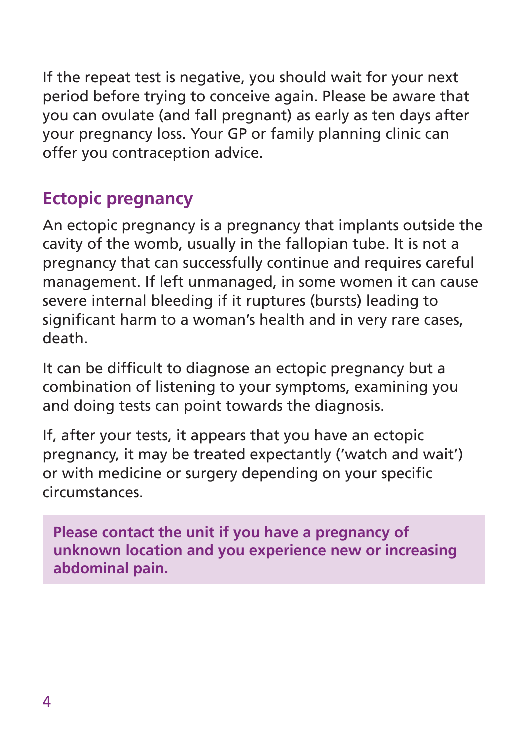If the repeat test is negative, you should wait for your next period before trying to conceive again. Please be aware that you can ovulate (and fall pregnant) as early as ten days after your pregnancy loss. Your GP or family planning clinic can offer you contraception advice.

## Ectopic pregnancy

An ectopic pregnancy is a pregnancy that implants outside the cavity of the womb, usually in the fallopian tube. It is not a pregnancy that can successfully continue and requires careful management. If left unmanaged, in some women it can cause severe internal bleeding if it ruptures (bursts) leading to significant harm to a woman's health and in very rare cases, death.

It can be difficult to diagnose an ectopic pregnancy but a combination of listening to your symptoms, examining you and doing tests can point towards the diagnosis.

If, after your tests, it appears that you have an ectopic pregnancy, it may be treated expectantly ('watch and wait') or with medicine or surgery depending on your specific circumstances.

**Please contact the unit if you have a pregnancy of unknown location and you experience new or increasing abdominal pain.**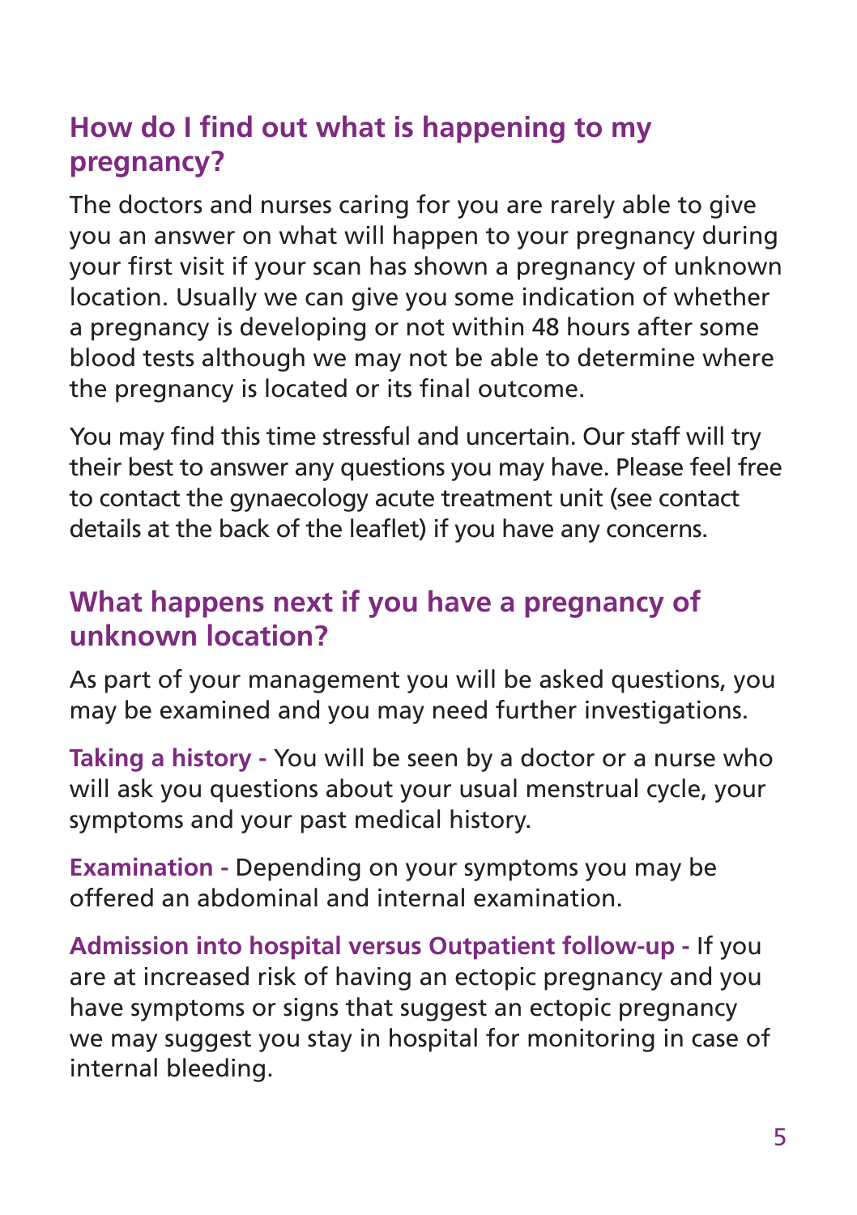## How do I find out what is happening to my pregnancy?

The doctors and nurses caring for you are rarely able to give you an answer on what will happen to your pregnancy during your first visit if your scan has shown a pregnancy of unknown location. Usually we can give you some indication of whether a pregnancy is developing or not within 48 hours after some blood tests although we may not be able to determine where the pregnancy is located or its final outcome.

You may find this time stressful and uncertain. Our staff will try their best to answer any questions you may have. Please feel free to contact the gynaecology acute treatment unit (see contact details at the back of the leaflet) if you have any concerns.

## What happens next if you have a pregnancy of unknown location?

As part of your management you will be asked questions, you may be examined and you may need further investigations.

**Taking a history -** You will be seen by a doctor or a nurse who will ask you questions about your usual menstrual cycle, your symptoms and your past medical history.

**Examination -** Depending on your symptoms you may be offered an abdominal and internal examination.

**Admission into hospital versus Outpatient follow-up -** If you are at increased risk of having an ectopic pregnancy and you have symptoms or signs that suggest an ectopic pregnancy we may suggest you stay in hospital for monitoring in case of internal bleeding.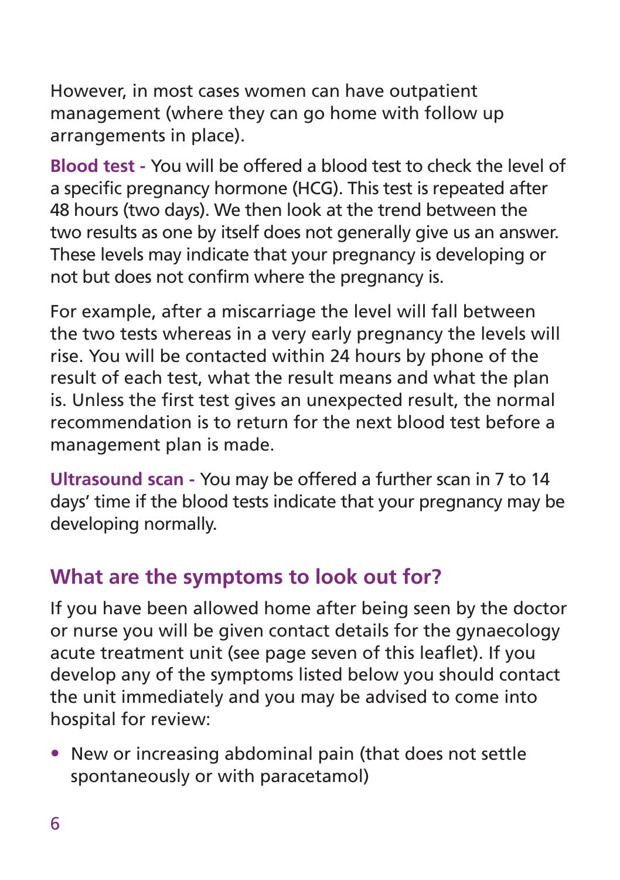However, in most cases women can have outpatient management (where they can go home with follow up arrangements in place).

**Blood test -** You will be offered a blood test to check the level of a specific pregnancy hormone (HCG). This test is repeated after 48 hours (two days). We then look at the trend between the two results as one by itself does not generally give us an answer. These levels may indicate that your pregnancy is developing or not but does not confirm where the pregnancy is.

For example, after a miscarriage the level will fall between the two tests whereas in a very early pregnancy the levels will rise. You will be contacted within 24 hours by phone of the result of each test, what the result means and what the plan is. Unless the first test gives an unexpected result, the normal recommendation is to return for the next blood test before a management plan is made.

**Ultrasound scan -** You may be offered a further scan in 7 to 14 days' time if the blood tests indicate that your pregnancy may be developing normally.

## What are the symptoms to look out for?

If you have been allowed home after being seen by the doctor or nurse you will be given contact details for the gynaecology acute treatment unit (see page seven of this leaflet). If you develop any of the symptoms listed below you should contact the unit immediately and you may be advised to come into hospital for review:

- New or increasing abdominal pain (that does not settle spontaneously or with paracetamol)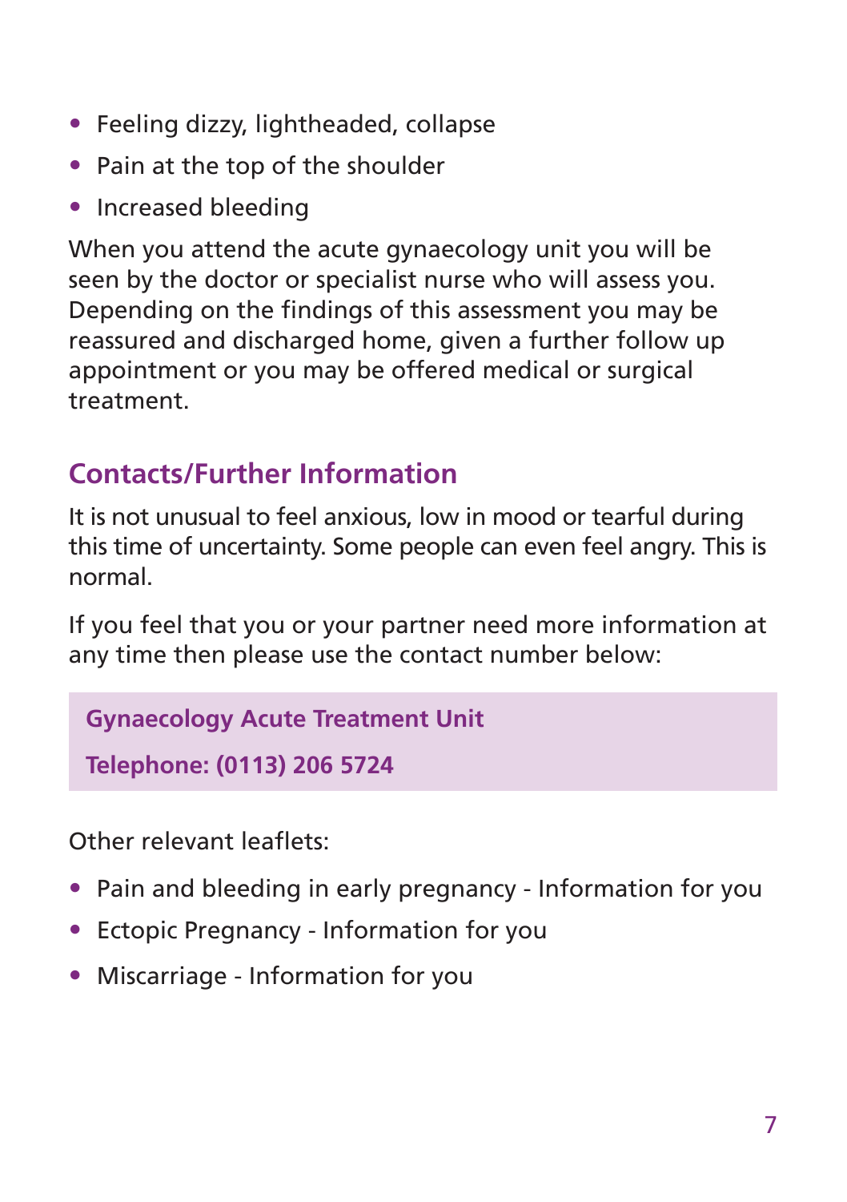- Feeling dizzy, lightheaded, collapse
- Pain at the top of the shoulder
- Increased bleeding

When you attend the acute gynaecology unit you will be seen by the doctor or specialist nurse who will assess you. Depending on the findings of this assessment you may be reassured and discharged home, given a further follow up appointment or you may be offered medical or surgical treatment.

## Contacts/Further Information

It is not unusual to feel anxious, low in mood or tearful during this time of uncertainty. Some people can even feel angry. This is normal.

If you feel that you or your partner need more information at any time then please use the contact number below:

**Gynaecology Acute Treatment Unit**

**Telephone: (0113) 206 5724**

Other relevant leaflets:

- Pain and bleeding in early pregnancy - Information for you
- Ectopic Pregnancy - Information for you
- Miscarriage - Information for you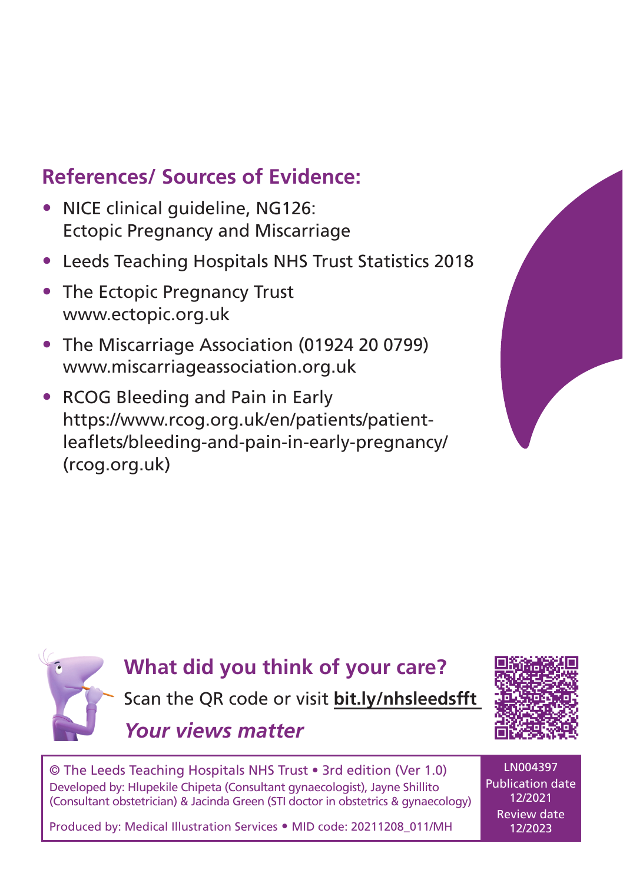## References/ Sources of Evidence:

- NICE clinical guideline, NG126: Ectopic Pregnancy and Miscarriage
- Leeds Teaching Hospitals NHS Trust Statistics 2018
- The Ectopic Pregnancy Trust www.ectopic.org.uk
- The Miscarriage Association (01924 20 0799) www.miscarriageassociation.org.uk
- RCOG Bleeding and Pain in Early https://www.rcog.org.uk/en/patients/patient-leaflets/bleeding-and-pain-in-early-pregnancy/ (rcog.org.uk)

## What did you think of your care?

Scan the QR code or visit **bit.ly/nhsleedsfft**

***Your views matter***

© The Leeds Teaching Hospitals NHS Trust • 3rd edition (Ver 1.0)
Developed by: Hlupekile Chipeta (Consultant gynaecologist), Jayne Shillito (Consultant obstetrician) & Jacinda Green (STI doctor in obstetrics & gynaecology)

Produced by: Medical Illustration Services • MID code: 20211208_011/MH

LN004397
Publication date 12/2021
Review date 12/2023